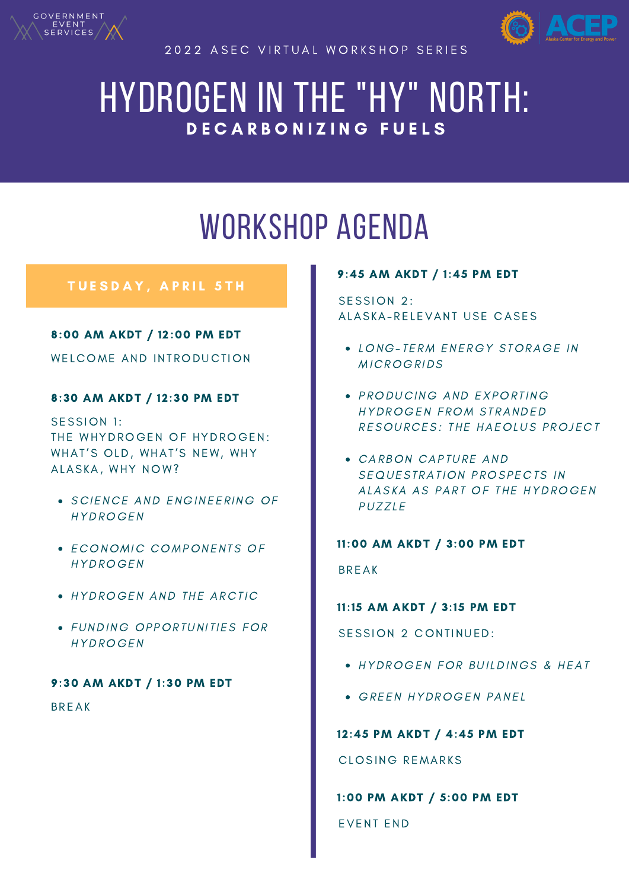GOVERNMENT EVENT SERVICES

ACEP Alaska Center for Energy and Power

2022 ASEC VIRTUAL WORKSHOP SERIES

# HYDROGEN IN THE "HY" NORTH:

## DECARBONIZING FUELS

# WORKSHOP AGENDA

### TUESDAY, APRIL 5TH

**8:00 AM AKDT / 12:00 PM EDT**

WELCOME AND INTRODUCTION

**8:30 AM AKDT / 12:30 PM EDT**

SESSION 1:
THE WHYDROGEN OF HYDROGEN: WHAT'S OLD, WHAT'S NEW, WHY ALASKA, WHY NOW?

- *SCIENCE AND ENGINEERING OF HYDROGEN*
- *ECONOMIC COMPONENTS OF HYDROGEN*
- *HYDROGEN AND THE ARCTIC*
- *FUNDING OPPORTUNITIES FOR HYDROGEN*

**9:30 AM AKDT / 1:30 PM EDT**

BREAK

**9:45 AM AKDT / 1:45 PM EDT**

SESSION 2:
ALASKA-RELEVANT USE CASES

- *LONG-TERM ENERGY STORAGE IN MICROGRIDS*
- *PRODUCING AND EXPORTING HYDROGEN FROM STRANDED RESOURCES: THE HAEOLUS PROJECT*
- *CARBON CAPTURE AND SEQUESTRATION PROSPECTS IN ALASKA AS PART OF THE HYDROGEN PUZZLE*

**11:00 AM AKDT / 3:00 PM EDT**

BREAK

**11:15 AM AKDT / 3:15 PM EDT**

SESSION 2 CONTINUED:

- *HYDROGEN FOR BUILDINGS & HEAT*
- *GREEN HYDROGEN PANEL*

**12:45 PM AKDT / 4:45 PM EDT**

CLOSING REMARKS

**1:00 PM AKDT / 5:00 PM EDT**

EVENT END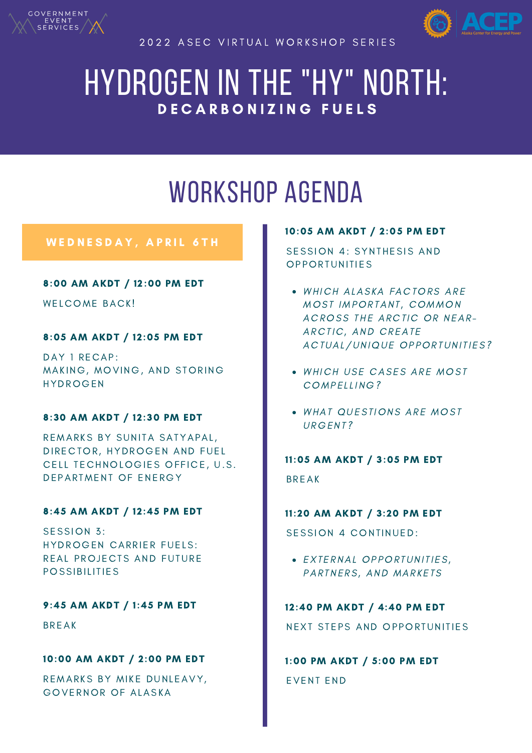GOVERNMENT EVENT SERVICES

ACEP Alaska Center for Energy and Power

2022 ASEC VIRTUAL WORKSHOP SERIES

# HYDROGEN IN THE "HY" NORTH:

## DECARBONIZING FUELS

## WORKSHOP AGENDA

### WEDNESDAY, APRIL 6TH

**8:00 AM AKDT / 12:00 PM EDT**

WELCOME BACK!

**8:05 AM AKDT / 12:05 PM EDT**

DAY 1 RECAP:
MAKING, MOVING, AND STORING HYDROGEN

**8:30 AM AKDT / 12:30 PM EDT**

REMARKS BY SUNITA SATYAPAL, DIRECTOR, HYDROGEN AND FUEL CELL TECHNOLOGIES OFFICE, U.S. DEPARTMENT OF ENERGY

**8:45 AM AKDT / 12:45 PM EDT**

SESSION 3:
HYDROGEN CARRIER FUELS: REAL PROJECTS AND FUTURE POSSIBILITIES

**9:45 AM AKDT / 1:45 PM EDT**

BREAK

**10:00 AM AKDT / 2:00 PM EDT**

REMARKS BY MIKE DUNLEAVY, GOVERNOR OF ALASKA

**10:05 AM AKDT / 2:05 PM EDT**

SESSION 4: SYNTHESIS AND OPPORTUNITIES

- *WHICH ALASKA FACTORS ARE MOST IMPORTANT, COMMON ACROSS THE ARCTIC OR NEAR-ARCTIC, AND CREATE ACTUAL/UNIQUE OPPORTUNITIES?*
- *WHICH USE CASES ARE MOST COMPELLING?*
- *WHAT QUESTIONS ARE MOST URGENT?*

**11:05 AM AKDT / 3:05 PM EDT**

BREAK

**11:20 AM AKDT / 3:20 PM EDT**

SESSION 4 CONTINUED:

- *EXTERNAL OPPORTUNITIES, PARTNERS, AND MARKETS*

**12:40 PM AKDT / 4:40 PM EDT**

NEXT STEPS AND OPPORTUNITIES

**1:00 PM AKDT / 5:00 PM EDT**

EVENT END